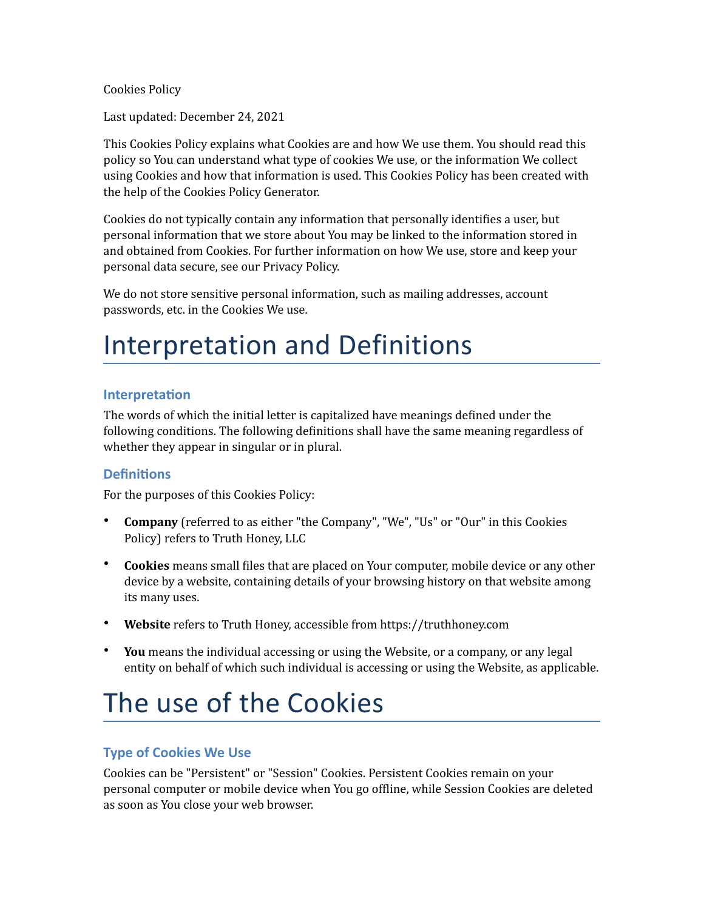Cookies Policy

Last updated: December 24, 2021

This Cookies Policy explains what Cookies are and how We use them. You should read this policy so You can understand what type of cookies We use, or the information We collect using Cookies and how that information is used. This Cookies Policy has been created with the help of the Cookies Policy Generator.

Cookies do not typically contain any information that personally identifies a user, but personal information that we store about You may be linked to the information stored in and obtained from Cookies. For further information on how We use, store and keep your personal data secure, see our Privacy Policy.

We do not store sensitive personal information, such as mailing addresses, account passwords, etc. in the Cookies We use.

# Interpretation and Definitions

## Interpretation

The words of which the initial letter is capitalized have meanings defined under the following conditions. The following definitions shall have the same meaning regardless of whether they appear in singular or in plural.

## Definitions

For the purposes of this Cookies Policy:

- **Company** (referred to as either "the Company", "We", "Us" or "Our" in this Cookies Policy) refers to Truth Honey, LLC
- **Cookies** means small files that are placed on Your computer, mobile device or any other device by a website, containing details of your browsing history on that website among its many uses.
- **Website** refers to Truth Honey, accessible from https://truthhoney.com
- **You** means the individual accessing or using the Website, or a company, or any legal entity on behalf of which such individual is accessing or using the Website, as applicable.

# The use of the Cookies

## Type of Cookies We Use

Cookies can be "Persistent" or "Session" Cookies. Persistent Cookies remain on your personal computer or mobile device when You go offline, while Session Cookies are deleted as soon as You close your web browser.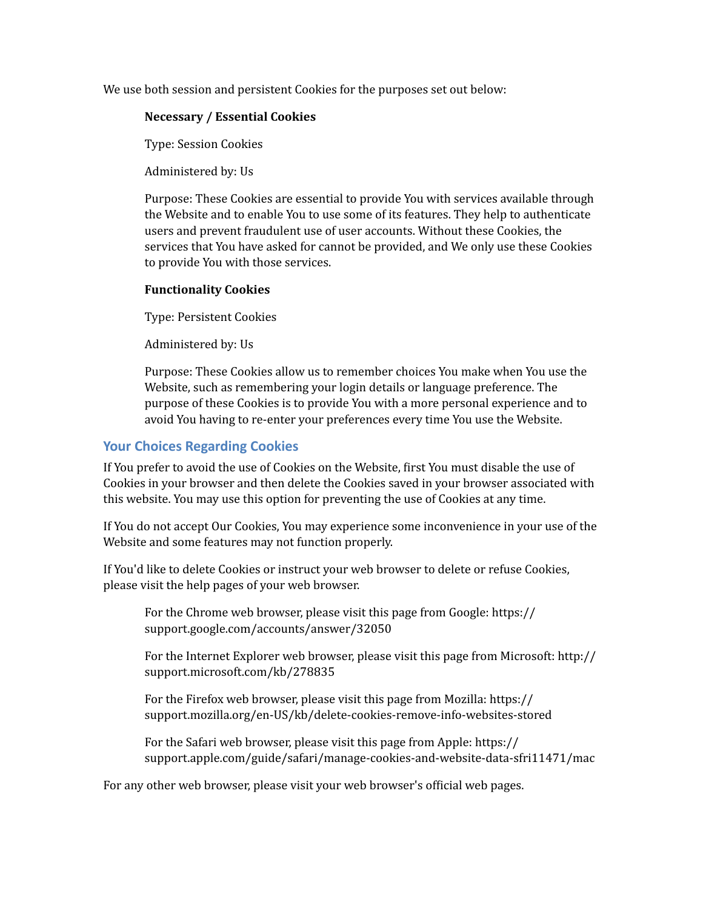We use both session and persistent Cookies for the purposes set out below:

**Necessary / Essential Cookies**

Type: Session Cookies

Administered by: Us

Purpose: These Cookies are essential to provide You with services available through the Website and to enable You to use some of its features. They help to authenticate users and prevent fraudulent use of user accounts. Without these Cookies, the services that You have asked for cannot be provided, and We only use these Cookies to provide You with those services.

**Functionality Cookies**

Type: Persistent Cookies

Administered by: Us

Purpose: These Cookies allow us to remember choices You make when You use the Website, such as remembering your login details or language preference. The purpose of these Cookies is to provide You with a more personal experience and to avoid You having to re-enter your preferences every time You use the Website.

## Your Choices Regarding Cookies

If You prefer to avoid the use of Cookies on the Website, first You must disable the use of Cookies in your browser and then delete the Cookies saved in your browser associated with this website. You may use this option for preventing the use of Cookies at any time.

If You do not accept Our Cookies, You may experience some inconvenience in your use of the Website and some features may not function properly.

If You'd like to delete Cookies or instruct your web browser to delete or refuse Cookies, please visit the help pages of your web browser.

For the Chrome web browser, please visit this page from Google: https://support.google.com/accounts/answer/32050

For the Internet Explorer web browser, please visit this page from Microsoft: http://support.microsoft.com/kb/278835

For the Firefox web browser, please visit this page from Mozilla: https://support.mozilla.org/en-US/kb/delete-cookies-remove-info-websites-stored

For the Safari web browser, please visit this page from Apple: https://support.apple.com/guide/safari/manage-cookies-and-website-data-sfri11471/mac

For any other web browser, please visit your web browser's official web pages.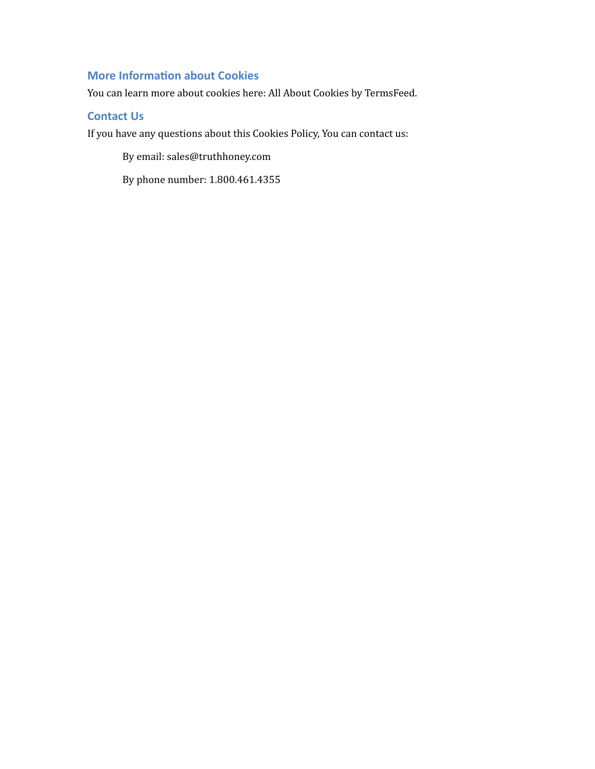## More Information about Cookies

You can learn more about cookies here: All About Cookies by TermsFeed.

## Contact Us

If you have any questions about this Cookies Policy, You can contact us:

By email: sales@truthhoney.com

By phone number: 1.800.461.4355